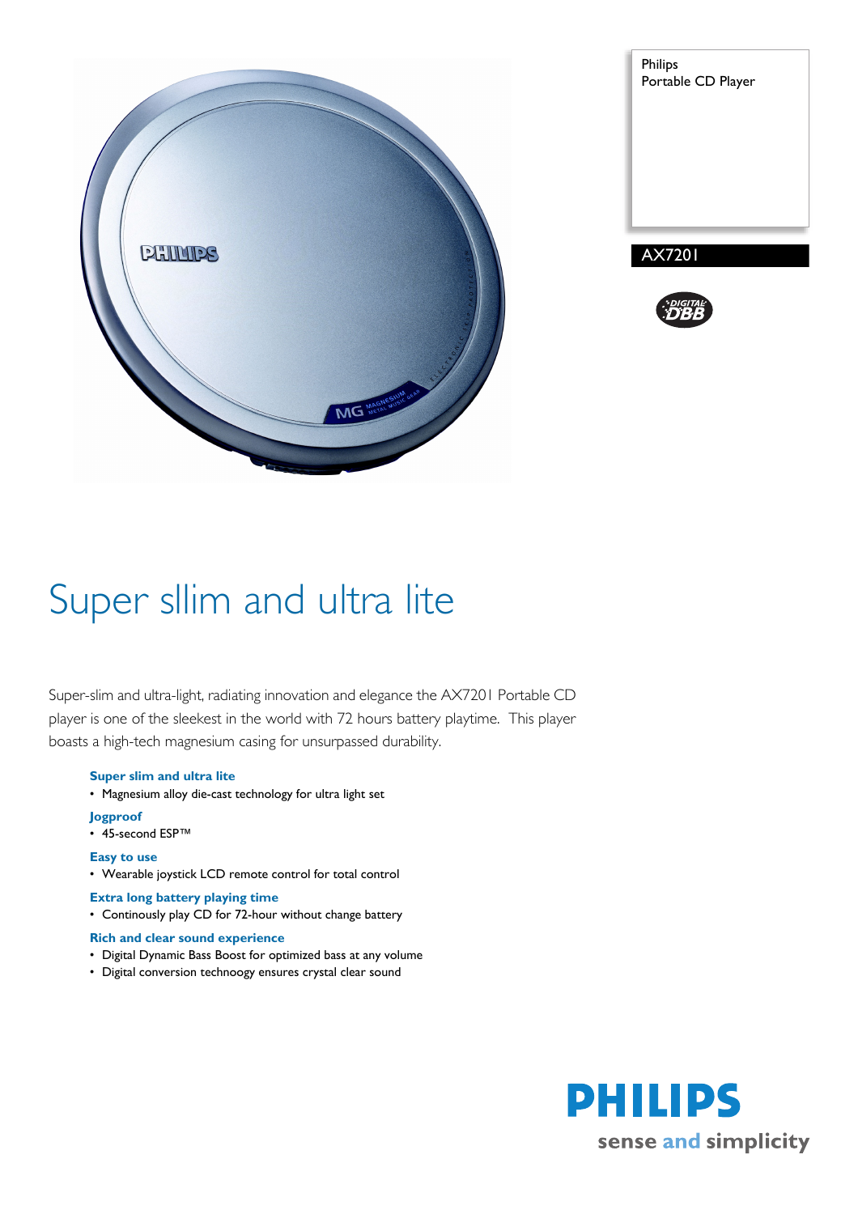Philips
Portable CD Player

AX7201

# Super sllim and ultra lite

Super-slim and ultra-light, radiating innovation and elegance the AX7201 Portable CD player is one of the sleekest in the world with 72 hours battery playtime. This player boasts a high-tech magnesium casing for unsurpassed durability.

### Super slim and ultra lite
- Magnesium alloy die-cast technology for ultra light set

### Jogproof
- 45-second ESP™

### Easy to use
- Wearable joystick LCD remote control for total control

### Extra long battery playing time
- Continously play CD for 72-hour without change battery

### Rich and clear sound experience
- Digital Dynamic Bass Boost for optimized bass at any volume
- Digital conversion technoogy ensures crystal clear sound

PHILIPS
sense and simplicity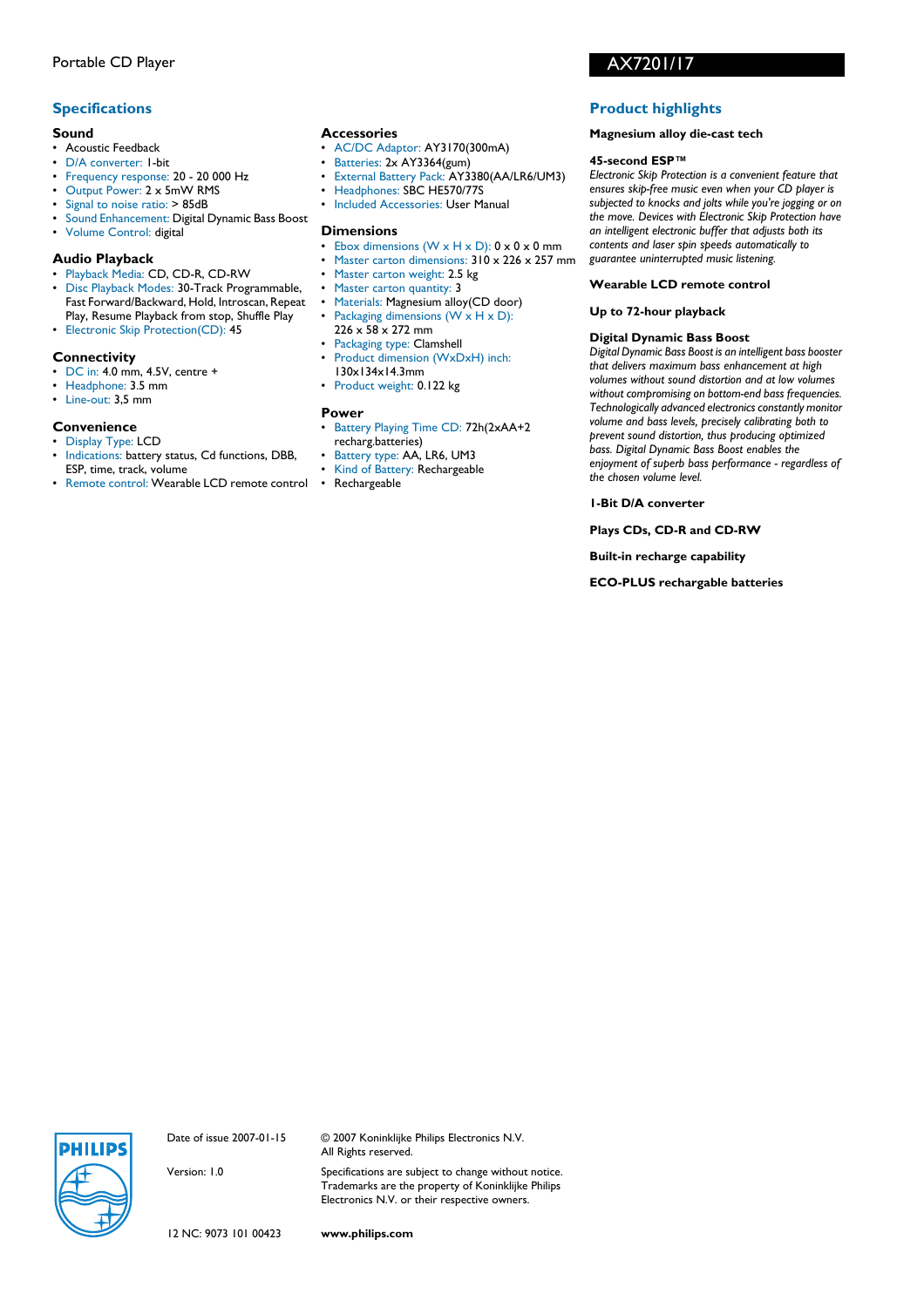Portable CD Player

AX7201/17

## Specifications

### Sound

- Acoustic Feedback
- D/A converter: 1-bit
- Frequency response: 20 - 20 000 Hz
- Output Power: 2 x 5mW RMS
- Signal to noise ratio: > 85dB
- Sound Enhancement: Digital Dynamic Bass Boost
- Volume Control: digital

### Audio Playback

- Playback Media: CD, CD-R, CD-RW
- Disc Playback Modes: 30-Track Programmable, Fast Forward/Backward, Hold, Introscan, Repeat Play, Resume Playback from stop, Shuffle Play
- Electronic Skip Protection(CD): 45

### Connectivity

- DC in: 4.0 mm, 4.5V, centre +
- Headphone: 3.5 mm
- Line-out: 3,5 mm

### Convenience

- Display Type: LCD
- Indications: battery status, Cd functions, DBB, ESP, time, track, volume
- Remote control: Wearable LCD remote control

### Accessories

- AC/DC Adaptor: AY3170(300mA)
- Batteries: 2x AY3364(gum)
- External Battery Pack: AY3380(AA/LR6/UM3)
- Headphones: SBC HE570/77S
- Included Accessories: User Manual

### Dimensions

- Ebox dimensions (W x H x D): 0 x 0 x 0 mm
- Master carton dimensions: 310 x 226 x 257 mm
- Master carton weight: 2.5 kg
- Master carton quantity: 3
- Materials: Magnesium alloy(CD door)
- Packaging dimensions (W x H x D): 226 x 58 x 272 mm
- Packaging type: Clamshell
- Product dimension (WxDxH) inch: 130x134x14.3mm
- Product weight: 0.122 kg

### Power

- Battery Playing Time CD: 72h(2xAA+2 recharg.batteries)
- Battery type: AA, LR6, UM3
- Kind of Battery: Rechargeable
- Rechargeable

## Product highlights

**Magnesium alloy die-cast tech**

**45-second ESP™**

*Electronic Skip Protection is a convenient feature that ensures skip-free music even when your CD player is subjected to knocks and jolts while you're jogging or on the move. Devices with Electronic Skip Protection have an intelligent electronic buffer that adjusts both its contents and laser spin speeds automatically to guarantee uninterrupted music listening.*

**Wearable LCD remote control**

**Up to 72-hour playback**

**Digital Dynamic Bass Boost**

*Digital Dynamic Bass Boost is an intelligent bass booster that delivers maximum bass enhancement at high volumes without sound distortion and at low volumes without compromising on bottom-end bass frequencies. Technologically advanced electronics constantly monitor volume and bass levels, precisely calibrating both to prevent sound distortion, thus producing optimized bass. Digital Dynamic Bass Boost enables the enjoyment of superb bass performance - regardless of the chosen volume level.*

**1-Bit D/A converter**

**Plays CDs, CD-R and CD-RW**

**Built-in recharge capability**

**ECO-PLUS rechargable batteries**

PHILIPS

Date of issue 2007-01-15

Version: 1.0

12 NC: 9073 101 00423

© 2007 Koninklijke Philips Electronics N.V.
All Rights reserved.

Specifications are subject to change without notice. Trademarks are the property of Koninklijke Philips Electronics N.V. or their respective owners.

**www.philips.com**